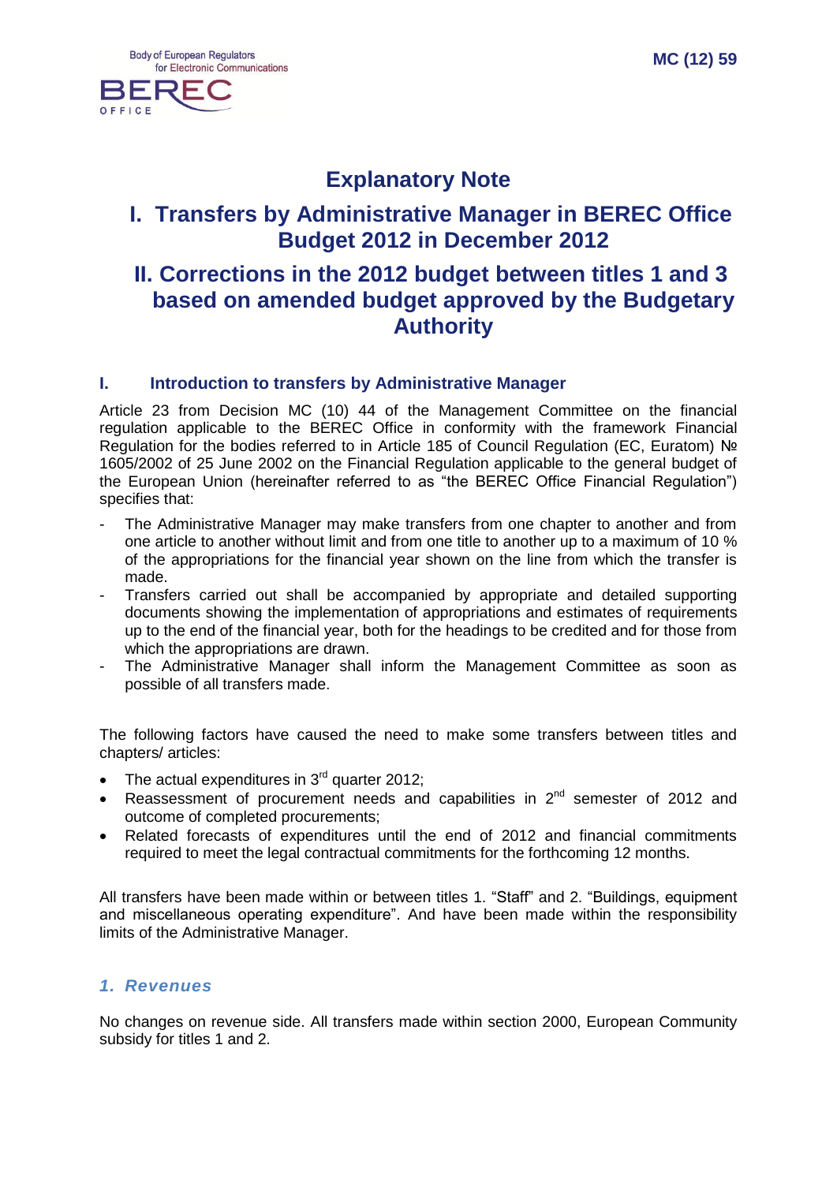MC (12) 59

# Explanatory Note

# I. Transfers by Administrative Manager in BEREC Office Budget 2012 in December 2012

# II. Corrections in the 2012 budget between titles 1 and 3 based on amended budget approved by the Budgetary Authority

## I. Introduction to transfers by Administrative Manager

Article 23 from Decision MC (10) 44 of the Management Committee on the financial regulation applicable to the BEREC Office in conformity with the framework Financial Regulation for the bodies referred to in Article 185 of Council Regulation (EC, Euratom) № 1605/2002 of 25 June 2002 on the Financial Regulation applicable to the general budget of the European Union (hereinafter referred to as "the BEREC Office Financial Regulation") specifies that:

- The Administrative Manager may make transfers from one chapter to another and from one article to another without limit and from one title to another up to a maximum of 10 % of the appropriations for the financial year shown on the line from which the transfer is made.
- Transfers carried out shall be accompanied by appropriate and detailed supporting documents showing the implementation of appropriations and estimates of requirements up to the end of the financial year, both for the headings to be credited and for those from which the appropriations are drawn.
- The Administrative Manager shall inform the Management Committee as soon as possible of all transfers made.

The following factors have caused the need to make some transfers between titles and chapters/ articles:

- The actual expenditures in 3rd quarter 2012;
- Reassessment of procurement needs and capabilities in 2nd semester of 2012 and outcome of completed procurements;
- Related forecasts of expenditures until the end of 2012 and financial commitments required to meet the legal contractual commitments for the forthcoming 12 months.

All transfers have been made within or between titles 1. "Staff" and 2. "Buildings, equipment and miscellaneous operating expenditure". And have been made within the responsibility limits of the Administrative Manager.

### *1. Revenues*

No changes on revenue side. All transfers made within section 2000, European Community subsidy for titles 1 and 2.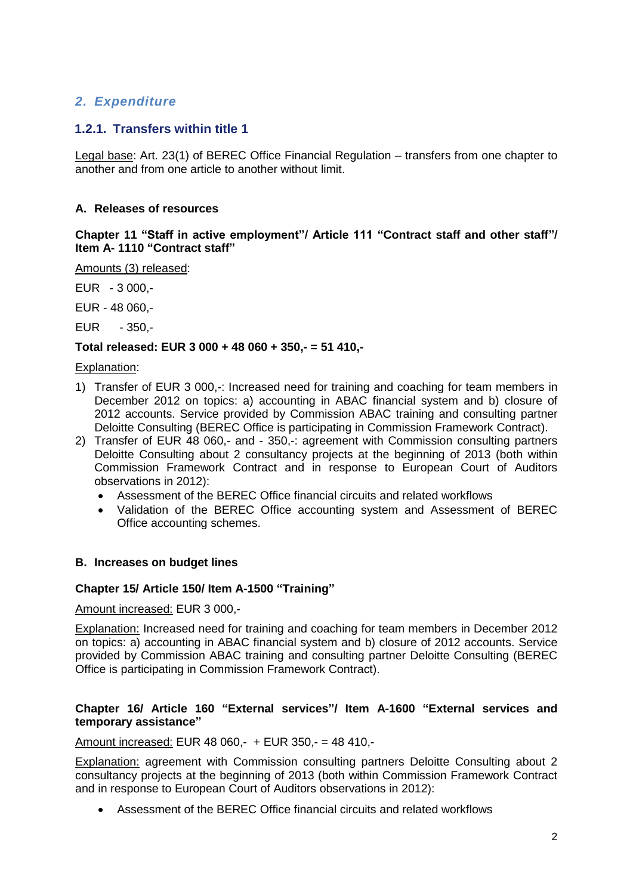## *2. Expenditure*

### 1.2.1. Transfers within title 1

Legal base: Art. 23(1) of BEREC Office Financial Regulation – transfers from one chapter to another and from one article to another without limit.

#### A. Releases of resources

**Chapter 11 "Staff in active employment"/ Article 111 "Contract staff and other staff"/ Item A- 1110 "Contract staff"**

Amounts (3) released:

EUR - 3 000,-

EUR - 48 060,-

EUR - 350,-

**Total released: EUR 3 000 + 48 060 + 350,- = 51 410,-**

Explanation:

1) Transfer of EUR 3 000,-: Increased need for training and coaching for team members in December 2012 on topics: a) accounting in ABAC financial system and b) closure of 2012 accounts. Service provided by Commission ABAC training and consulting partner Deloitte Consulting (BEREC Office is participating in Commission Framework Contract).
2) Transfer of EUR 48 060,- and - 350,-: agreement with Commission consulting partners Deloitte Consulting about 2 consultancy projects at the beginning of 2013 (both within Commission Framework Contract and in response to European Court of Auditors observations in 2012):
   - Assessment of the BEREC Office financial circuits and related workflows
   - Validation of the BEREC Office accounting system and Assessment of BEREC Office accounting schemes.

#### B. Increases on budget lines

**Chapter 15/ Article 150/ Item A-1500 "Training"**

Amount increased: EUR 3 000,-

Explanation: Increased need for training and coaching for team members in December 2012 on topics: a) accounting in ABAC financial system and b) closure of 2012 accounts. Service provided by Commission ABAC training and consulting partner Deloitte Consulting (BEREC Office is participating in Commission Framework Contract).

**Chapter 16/ Article 160 "External services"/ Item A-1600 "External services and temporary assistance"**

Amount increased: EUR 48 060,- + EUR 350,- = 48 410,-

Explanation: agreement with Commission consulting partners Deloitte Consulting about 2 consultancy projects at the beginning of 2013 (both within Commission Framework Contract and in response to European Court of Auditors observations in 2012):

- Assessment of the BEREC Office financial circuits and related workflows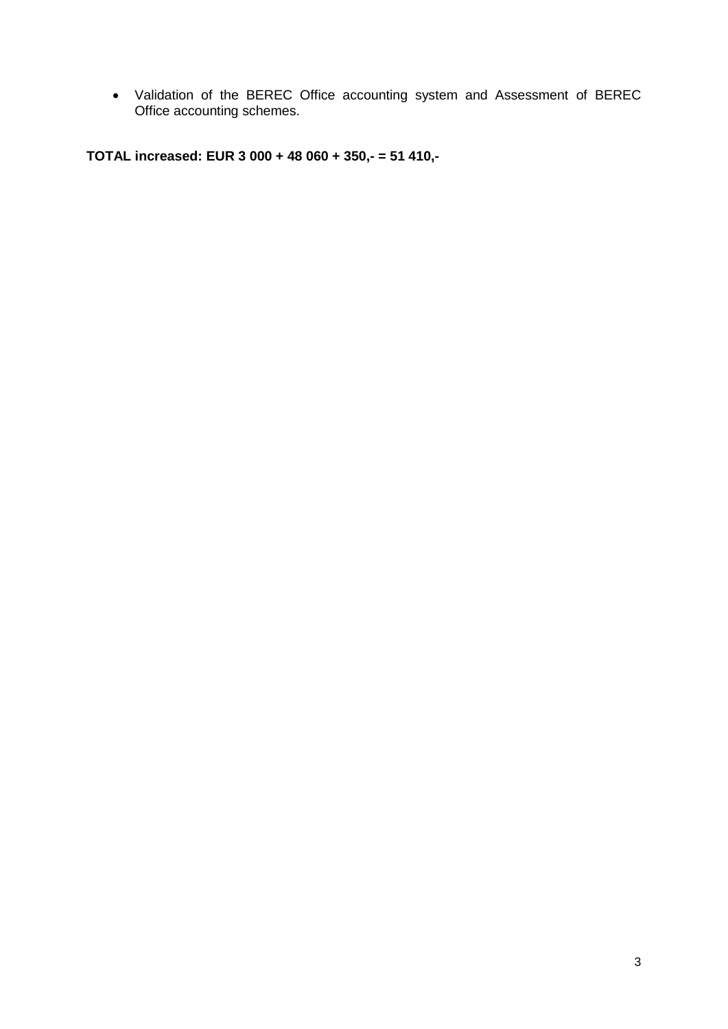- Validation of the BEREC Office accounting system and Assessment of BEREC Office accounting schemes.

**TOTAL increased: EUR 3 000 + 48 060 + 350,- = 51 410,-**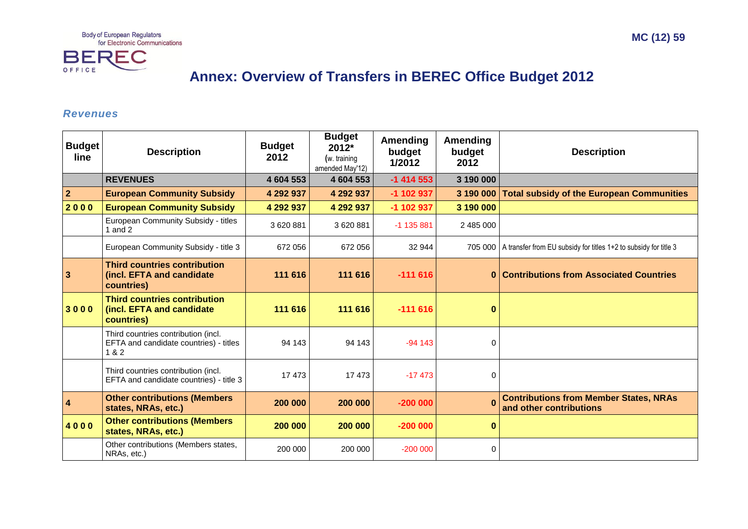## Annex: Overview of Transfers in BEREC Office Budget 2012

### *Revenues*

| Budget line | Description | Budget 2012 | Budget 2012* (w. training amended May'12) | Amending budget 1/2012 | Amending budget 2012 | Description |
|---|---|---|---|---|---|---|
| | **REVENUES** | **4 604 553** | **4 604 553** | **-1 414 553** | **3 190 000** | |
| **2** | **European Community Subsidy** | **4 292 937** | **4 292 937** | **-1 102 937** | **3 190 000** | **Total subsidy of the European Communities** |
| **2 0 0 0** | **European Community Subsidy** | **4 292 937** | **4 292 937** | **-1 102 937** | **3 190 000** | |
| | European Community Subsidy - titles 1 and 2 | 3 620 881 | 3 620 881 | -1 135 881 | 2 485 000 | |
| | European Community Subsidy - title 3 | 672 056 | 672 056 | 32 944 | 705 000 | A transfer from EU subsidy for titles 1+2 to subsidy for title 3 |
| **3** | **Third countries contribution (incl. EFTA and candidate countries)** | **111 616** | **111 616** | **-111 616** | **0** | **Contributions from Associated Countries** |
| **3 0 0 0** | **Third countries contribution (incl. EFTA and candidate countries)** | **111 616** | **111 616** | **-111 616** | **0** | |
| | Third countries contribution (incl. EFTA and candidate countries) - titles 1 & 2 | 94 143 | 94 143 | -94 143 | 0 | |
| | Third countries contribution (incl. EFTA and candidate countries) - title 3 | 17 473 | 17 473 | -17 473 | 0 | |
| **4** | **Other contributions (Members states, NRAs, etc.)** | **200 000** | **200 000** | **-200 000** | **0** | **Contributions from Member States, NRAs and other contributions** |
| **4 0 0 0** | **Other contributions (Members states, NRAs, etc.)** | **200 000** | **200 000** | **-200 000** | **0** | |
| | Other contributions (Members states, NRAs, etc.) | 200 000 | 200 000 | -200 000 | 0 | |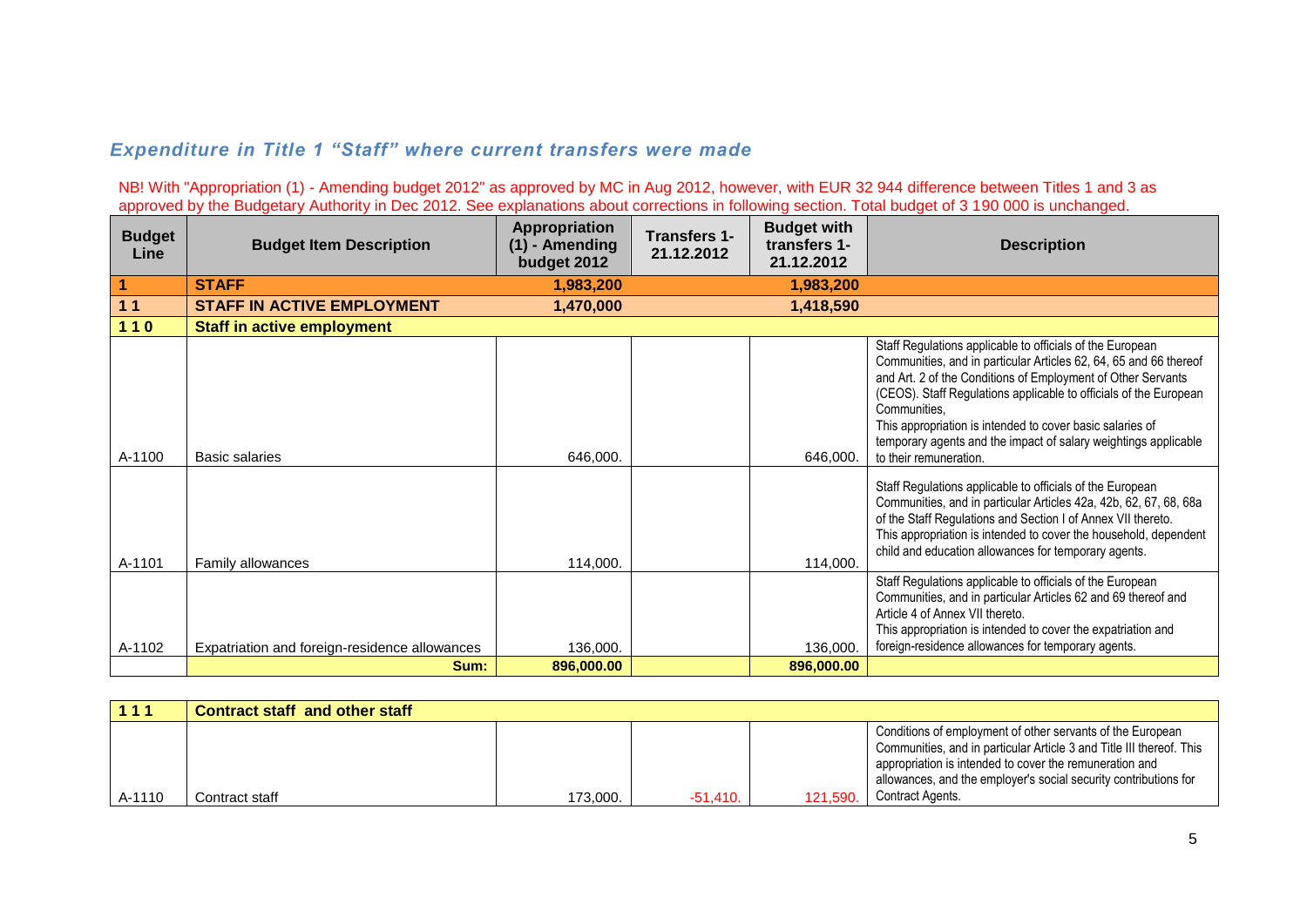## *Expenditure in Title 1 "Staff" where current transfers were made*

NB! With "Appropriation (1) - Amending budget 2012" as approved by MC in Aug 2012, however, with EUR 32 944 difference between Titles 1 and 3 as approved by the Budgetary Authority in Dec 2012. See explanations about corrections in following section. Total budget of 3 190 000 is unchanged.

| Budget Line | Budget Item Description | Appropriation (1) - Amending budget 2012 | Transfers 1-21.12.2012 | Budget with transfers 1-21.12.2012 | Description |
|---|---|---|---|---|---|
| **1** | **STAFF** | **1,983,200** | | **1,983,200** | |
| **1 1** | **STAFF IN ACTIVE EMPLOYMENT** | **1,470,000** | | **1,418,590** | |
| **1 1 0** | **Staff in active employment** | | | | |
| A-1100 | Basic salaries | 646,000. | | 646,000. | Staff Regulations applicable to officials of the European Communities, and in particular Articles 62, 64, 65 and 66 thereof and Art. 2 of the Conditions of Employment of Other Servants (CEOS). Staff Regulations applicable to officials of the European Communities, This appropriation is intended to cover basic salaries of temporary agents and the impact of salary weightings applicable to their remuneration. |
| A-1101 | Family allowances | 114,000. | | 114,000. | Staff Regulations applicable to officials of the European Communities, and in particular Articles 42a, 42b, 62, 67, 68, 68a of the Staff Regulations and Section I of Annex VII thereto. This appropriation is intended to cover the household, dependent child and education allowances for temporary agents. |
| A-1102 | Expatriation and foreign-residence allowances | 136,000. | | 136,000. | Staff Regulations applicable to officials of the European Communities, and in particular Articles 62 and 69 thereof and Article 4 of Annex VII thereto. This appropriation is intended to cover the expatriation and foreign-residence allowances for temporary agents. |
| | **Sum:** | **896,000.00** | | **896,000.00** | |

| Budget Line | Budget Item Description | Appropriation (1) - Amending budget 2012 | Transfers 1-21.12.2012 | Budget with transfers 1-21.12.2012 | Description |
|---|---|---|---|---|---|
| **1 1 1** | **Contract staff and other staff** | | | | |
| A-1110 | Contract staff | 173,000. | -51,410. | 121,590. | Conditions of employment of other servants of the European Communities, and in particular Article 3 and Title III thereof. This appropriation is intended to cover the remuneration and allowances, and the employer's social security contributions for Contract Agents. |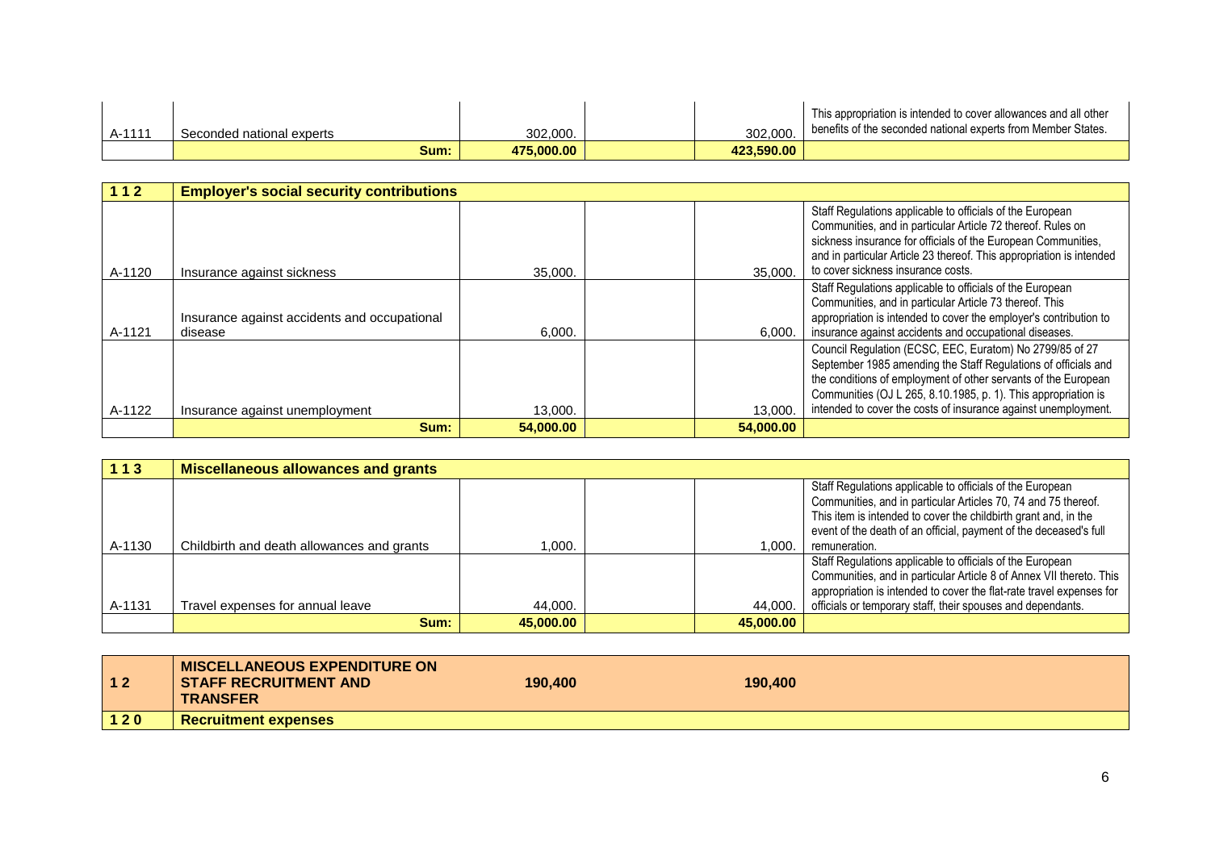| | | | | | |
|---|---|---|---|---|---|
| A-1111 | Seconded national experts | 302,000. | | 302,000. | This appropriation is intended to cover allowances and all other benefits of the seconded national experts from Member States. |
| | **Sum:** | **475,000.00** | | **423,590.00** | |

| **1 1 2** | **Employer's social security contributions** | | | | |
|---|---|---|---|---|---|
| A-1120 | Insurance against sickness | 35,000. | | 35,000. | Staff Regulations applicable to officials of the European Communities, and in particular Article 72 thereof. Rules on sickness insurance for officials of the European Communities, and in particular Article 23 thereof. This appropriation is intended to cover sickness insurance costs. |
| A-1121 | Insurance against accidents and occupational disease | 6,000. | | 6,000. | Staff Regulations applicable to officials of the European Communities, and in particular Article 73 thereof. This appropriation is intended to cover the employer's contribution to insurance against accidents and occupational diseases. |
| A-1122 | Insurance against unemployment | 13,000. | | 13,000. | Council Regulation (ECSC, EEC, Euratom) No 2799/85 of 27 September 1985 amending the Staff Regulations of officials and the conditions of employment of other servants of the European Communities (OJ L 265, 8.10.1985, p. 1). This appropriation is intended to cover the costs of insurance against unemployment. |
| | **Sum:** | **54,000.00** | | **54,000.00** | |

| **1 1 3** | **Miscellaneous allowances and grants** | | | | |
|---|---|---|---|---|---|
| A-1130 | Childbirth and death allowances and grants | 1,000. | | 1,000. | Staff Regulations applicable to officials of the European Communities, and in particular Articles 70, 74 and 75 thereof. This item is intended to cover the childbirth grant and, in the event of the death of an official, payment of the deceased's full remuneration. |
| A-1131 | Travel expenses for annual leave | 44,000. | | 44,000. | Staff Regulations applicable to officials of the European Communities, and in particular Article 8 of Annex VII thereto. This appropriation is intended to cover the flat-rate travel expenses for officials or temporary staff, their spouses and dependants. |
| | **Sum:** | **45,000.00** | | **45,000.00** | |

| **1 2** | **MISCELLANEOUS EXPENDITURE ON STAFF RECRUITMENT AND TRANSFER** | **190,400** | | **190,400** | |
|---|---|---|---|---|---|
| **1 2 0** | **Recruitment expenses** | | | | |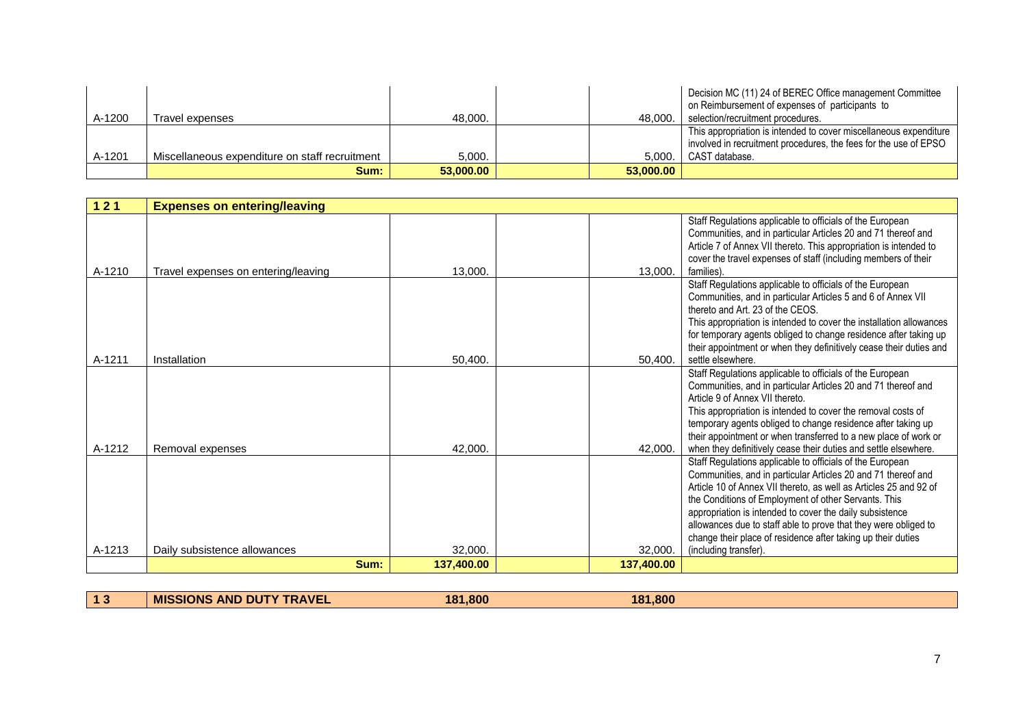| | | | | | |
|---|---|---|---|---|---|
| A-1200 | Travel expenses | 48,000. | | 48,000. | Decision MC (11) 24 of BEREC Office management Committee on Reimbursement of expenses of participants to selection/recruitment procedures. |
| A-1201 | Miscellaneous expenditure on staff recruitment | 5,000. | | 5,000. | This appropriation is intended to cover miscellaneous expenditure involved in recruitment procedures, the fees for the use of EPSO CAST database. |
| | **Sum:** | **53,000.00** | | **53,000.00** | |

| **1 2 1** | **Expenses on entering/leaving** | | | | |
|---|---|---|---|---|---|
| A-1210 | Travel expenses on entering/leaving | 13,000. | | 13,000. | Staff Regulations applicable to officials of the European Communities, and in particular Articles 20 and 71 thereof and Article 7 of Annex VII thereto. This appropriation is intended to cover the travel expenses of staff (including members of their families). |
| A-1211 | Installation | 50,400. | | 50,400. | Staff Regulations applicable to officials of the European Communities, and in particular Articles 5 and 6 of Annex VII thereto and Art. 23 of the CEOS. This appropriation is intended to cover the installation allowances for temporary agents obliged to change residence after taking up their appointment or when they definitively cease their duties and settle elsewhere. |
| A-1212 | Removal expenses | 42,000. | | 42,000. | Staff Regulations applicable to officials of the European Communities, and in particular Articles 20 and 71 thereof and Article 9 of Annex VII thereto. This appropriation is intended to cover the removal costs of temporary agents obliged to change residence after taking up their appointment or when transferred to a new place of work or when they definitively cease their duties and settle elsewhere. |
| A-1213 | Daily subsistence allowances | 32,000. | | 32,000. | Staff Regulations applicable to officials of the European Communities, and in particular Articles 20 and 71 thereof and Article 10 of Annex VII thereto, as well as Articles 25 and 92 of the Conditions of Employment of other Servants. This appropriation is intended to cover the daily subsistence allowances due to staff able to prove that they were obliged to change their place of residence after taking up their duties (including transfer). |
| | **Sum:** | **137,400.00** | | **137,400.00** | |

| **1 3** | **MISSIONS AND DUTY TRAVEL** | **181,800** | | **181,800** | |
|---|---|---|---|---|---|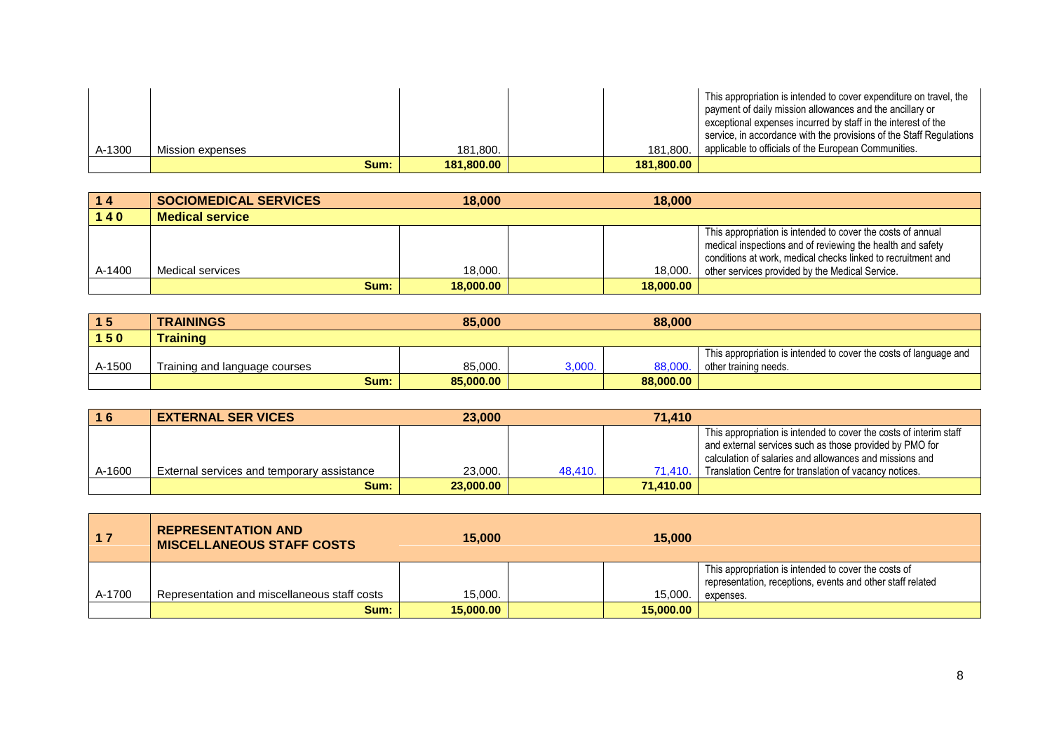| | | | | | |
|---|---|---|---|---|---|
| A-1300 | Mission expenses | 181,800. | | 181,800. | This appropriation is intended to cover expenditure on travel, the payment of daily mission allowances and the ancillary or exceptional expenses incurred by staff in the interest of the service, in accordance with the provisions of the Staff Regulations applicable to officials of the European Communities. |
| | Sum: | 181,800.00 | | 181,800.00 | |

| 1 4 | SOCIOMEDICAL SERVICES | 18,000 | | 18,000 | |
|---|---|---|---|---|---|
| 1 4 0 | Medical service | | | | |
| A-1400 | Medical services | 18,000. | | 18,000. | This appropriation is intended to cover the costs of annual medical inspections and of reviewing the health and safety conditions at work, medical checks linked to recruitment and other services provided by the Medical Service. |
| | Sum: | 18,000.00 | | 18,000.00 | |

| 1 5 | TRAININGS | 85,000 | | 88,000 | |
|---|---|---|---|---|---|
| 1 5 0 | Training | | | | |
| A-1500 | Training and language courses | 85,000. | 3,000. | 88,000. | This appropriation is intended to cover the costs of language and other training needs. |
| | Sum: | 85,000.00 | | 88,000.00 | |

| 1 6 | EXTERNAL SER VICES | 23,000 | | 71,410 | |
|---|---|---|---|---|---|
| A-1600 | External services and temporary assistance | 23,000. | 48,410. | 71,410. | This appropriation is intended to cover the costs of interim staff and external services such as those provided by PMO for calculation of salaries and allowances and missions and Translation Centre for translation of vacancy notices. |
| | Sum: | 23,000.00 | | 71,410.00 | |

| 1 7 | REPRESENTATION AND MISCELLANEOUS STAFF COSTS | 15,000 | | 15,000 | |
|---|---|---|---|---|---|
| A-1700 | Representation and miscellaneous staff costs | 15,000. | | 15,000. | This appropriation is intended to cover the costs of representation, receptions, events and other staff related expenses. |
| | Sum: | 15,000.00 | | 15,000.00 | |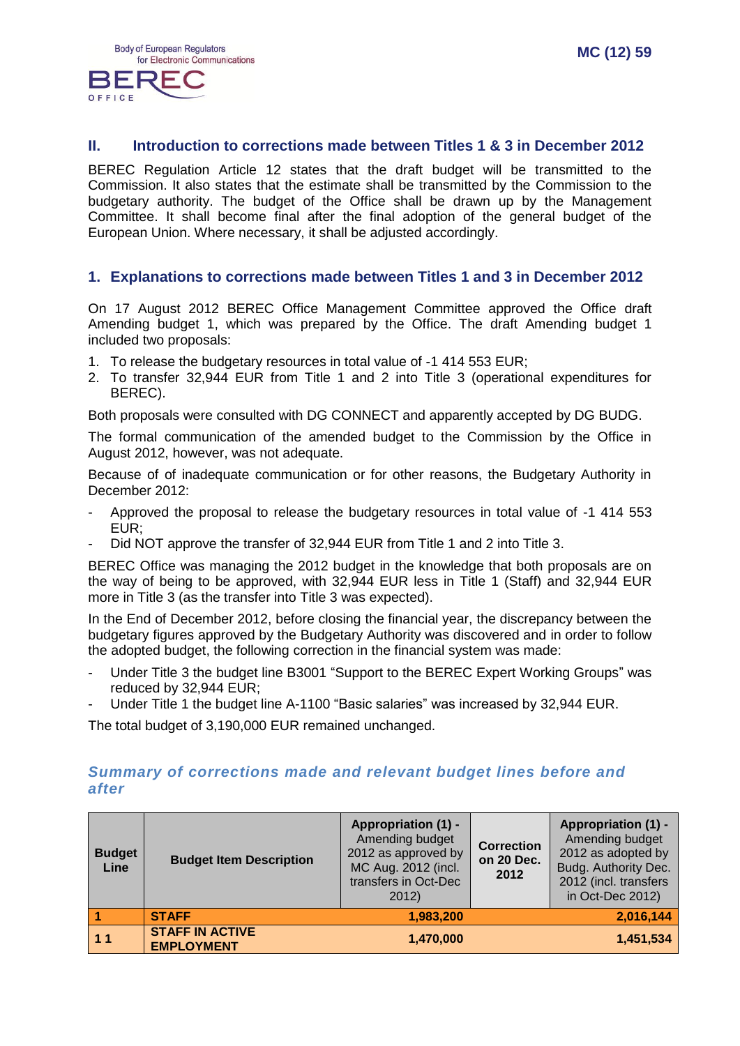## II. Introduction to corrections made between Titles 1 & 3 in December 2012

BEREC Regulation Article 12 states that the draft budget will be transmitted to the Commission. It also states that the estimate shall be transmitted by the Commission to the budgetary authority. The budget of the Office shall be drawn up by the Management Committee. It shall become final after the final adoption of the general budget of the European Union. Where necessary, it shall be adjusted accordingly.

### 1. Explanations to corrections made between Titles 1 and 3 in December 2012

On 17 August 2012 BEREC Office Management Committee approved the Office draft Amending budget 1, which was prepared by the Office. The draft Amending budget 1 included two proposals:

1. To release the budgetary resources in total value of -1 414 553 EUR;
2. To transfer 32,944 EUR from Title 1 and 2 into Title 3 (operational expenditures for BEREC).

Both proposals were consulted with DG CONNECT and apparently accepted by DG BUDG.

The formal communication of the amended budget to the Commission by the Office in August 2012, however, was not adequate.

Because of of inadequate communication or for other reasons, the Budgetary Authority in December 2012:

- Approved the proposal to release the budgetary resources in total value of -1 414 553 EUR;
- Did NOT approve the transfer of 32,944 EUR from Title 1 and 2 into Title 3.

BEREC Office was managing the 2012 budget in the knowledge that both proposals are on the way of being to be approved, with 32,944 EUR less in Title 1 (Staff) and 32,944 EUR more in Title 3 (as the transfer into Title 3 was expected).

In the End of December 2012, before closing the financial year, the discrepancy between the budgetary figures approved by the Budgetary Authority was discovered and in order to follow the adopted budget, the following correction in the financial system was made:

- Under Title 3 the budget line B3001 "Support to the BEREC Expert Working Groups" was reduced by 32,944 EUR;
- Under Title 1 the budget line A-1100 "Basic salaries" was increased by 32,944 EUR.

The total budget of 3,190,000 EUR remained unchanged.

### *Summary of corrections made and relevant budget lines before and after*

| Budget Line | Budget Item Description | Appropriation (1) - Amending budget 2012 as approved by MC Aug. 2012 (incl. transfers in Oct-Dec 2012) | Correction on 20 Dec. 2012 | Appropriation (1) - Amending budget 2012 as adopted by Budg. Authority Dec. 2012 (incl. transfers in Oct-Dec 2012) |
|---|---|---|---|---|
| 1 | STAFF | 1,983,200 | | 2,016,144 |
| 1 1 | STAFF IN ACTIVE EMPLOYMENT | 1,470,000 | | 1,451,534 |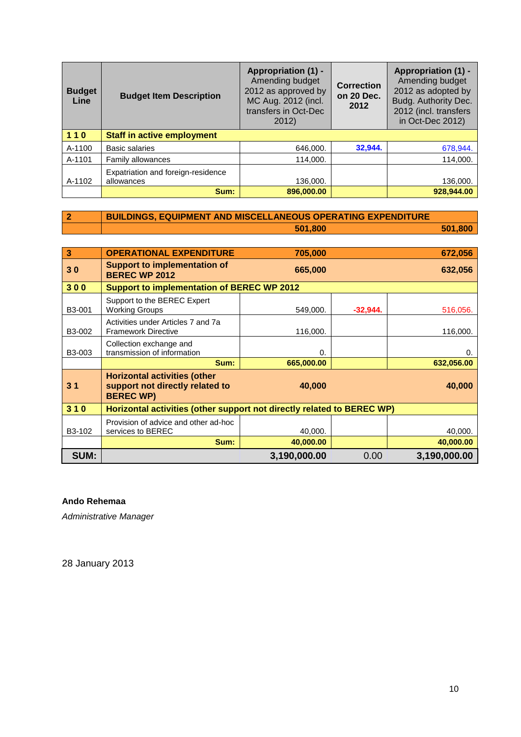| Budget Line | Budget Item Description | Appropriation (1) - Amending budget 2012 as approved by MC Aug. 2012 (incl. transfers in Oct-Dec 2012) | Correction on 20 Dec. 2012 | Appropriation (1) - Amending budget 2012 as adopted by Budg. Authority Dec. 2012 (incl. transfers in Oct-Dec 2012) |
|---|---|---|---|---|
| **1 1 0** | **Staff in active employment** | | | |
| A-1100 | Basic salaries | 646,000. | **32,944.** | 678,944. |
| A-1101 | Family allowances | 114,000. | | 114,000. |
| A-1102 | Expatriation and foreign-residence allowances | 136,000. | | 136,000. |
| | **Sum:** | **896,000.00** | | **928,944.00** |
| **2** | **BUILDINGS, EQUIPMENT AND MISCELLANEOUS OPERATING EXPENDITURE** | | | |
| | | **501,800** | | **501,800** |
| **3** | **OPERATIONAL EXPENDITURE** | **705,000** | | **672,056** |
| **3 0** | **Support to implementation of BEREC WP 2012** | **665,000** | | **632,056** |
| **3 0 0** | **Support to implementation of BEREC WP 2012** | | | |
| B3-001 | Support to the BEREC Expert Working Groups | 549,000. | **-32,944.** | 516,056. |
| B3-002 | Activities under Articles 7 and 7a Framework Directive | 116,000. | | 116,000. |
| B3-003 | Collection exchange and transmission of information | 0. | | 0. |
| | **Sum:** | **665,000.00** | | **632,056.00** |
| **3 1** | **Horizontal activities (other support not directly related to BEREC WP)** | **40,000** | | **40,000** |
| **3 1 0** | **Horizontal activities (other support not directly related to BEREC WP)** | | | |
| B3-102 | Provision of advice and other ad-hoc services to BEREC | 40,000. | | 40,000. |
| | **Sum:** | **40,000.00** | | **40,000.00** |
| **SUM:** | | **3,190,000.00** | 0.00 | **3,190,000.00** |

**Ando Rehemaa**

*Administrative Manager*

28 January 2013